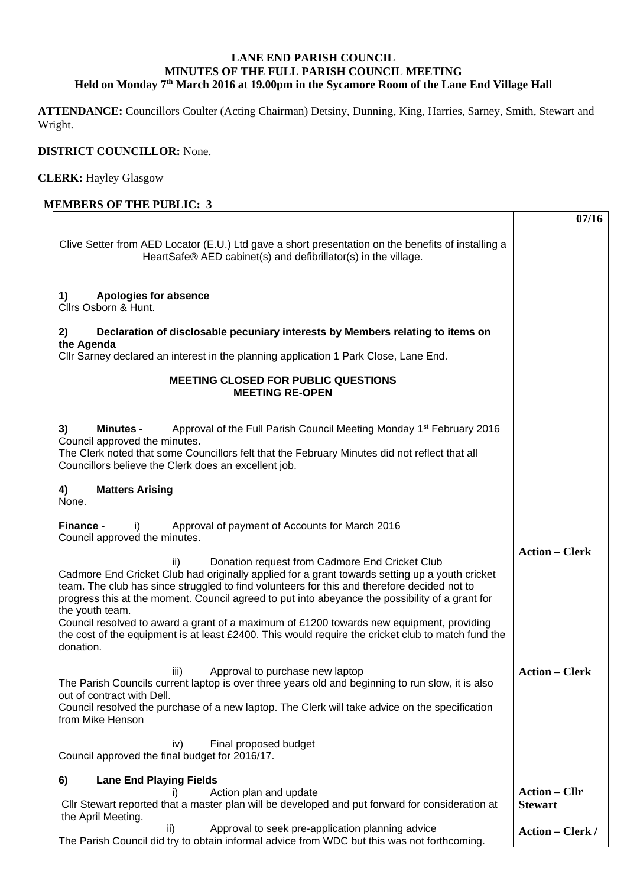**LANE END PARISH COUNCIL**
**MINUTES OF THE FULL PARISH COUNCIL MEETING**
**Held on Monday 7th March 2016 at 19.00pm in the Sycamore Room of the Lane End Village Hall**

**ATTENDANCE:** Councillors Coulter (Acting Chairman) Detsiny, Dunning, King, Harries, Sarney, Smith, Stewart and Wright.

**DISTRICT COUNCILLOR:** None.

**CLERK:** Hayley Glasgow

**MEMBERS OF THE PUBLIC: 3**

| | **07/16** |
|---|---|
| Clive Setter from AED Locator (E.U.) Ltd gave a short presentation on the benefits of installing a HeartSafe® AED cabinet(s) and defibrillator(s) in the village. | |
| **1) Apologies for absence**<br>Cllrs Osborn & Hunt. | |
| **2) Declaration of disclosable pecuniary interests by Members relating to items on the Agenda**<br>Cllr Sarney declared an interest in the planning application 1 Park Close, Lane End. | |
| **MEETING CLOSED FOR PUBLIC QUESTIONS**<br>**MEETING RE-OPEN** | |
| **3) Minutes -** Approval of the Full Parish Council Meeting Monday 1st February 2016<br>Council approved the minutes.<br>The Clerk noted that some Councillors felt that the February Minutes did not reflect that all Councillors believe the Clerk does an excellent job. | |
| **4) Matters Arising**<br>None. | |
| **Finance -** i) Approval of payment of Accounts for March 2016<br>Council approved the minutes. | |
| ii) Donation request from Cadmore End Cricket Club<br>Cadmore End Cricket Club had originally applied for a grant towards setting up a youth cricket team. The club has since struggled to find volunteers for this and therefore decided not to progress this at the moment. Council agreed to put into abeyance the possibility of a grant for the youth team.<br>Council resolved to award a grant of a maximum of £1200 towards new equipment, providing the cost of the equipment is at least £2400. This would require the cricket club to match fund the donation. | **Action – Clerk** |
| iii) Approval to purchase new laptop<br>The Parish Councils current laptop is over three years old and beginning to run slow, it is also out of contract with Dell.<br>Council resolved the purchase of a new laptop. The Clerk will take advice on the specification from Mike Henson | **Action – Clerk** |
| iv) Final proposed budget<br>Council approved the final budget for 2016/17. | |
| **6) Lane End Playing Fields**<br>i) Action plan and update<br>Cllr Stewart reported that a master plan will be developed and put forward for consideration at the April Meeting. | **Action – Cllr Stewart** |
| ii) Approval to seek pre-application planning advice<br>The Parish Council did try to obtain informal advice from WDC but this was not forthcoming. | **Action – Clerk /** |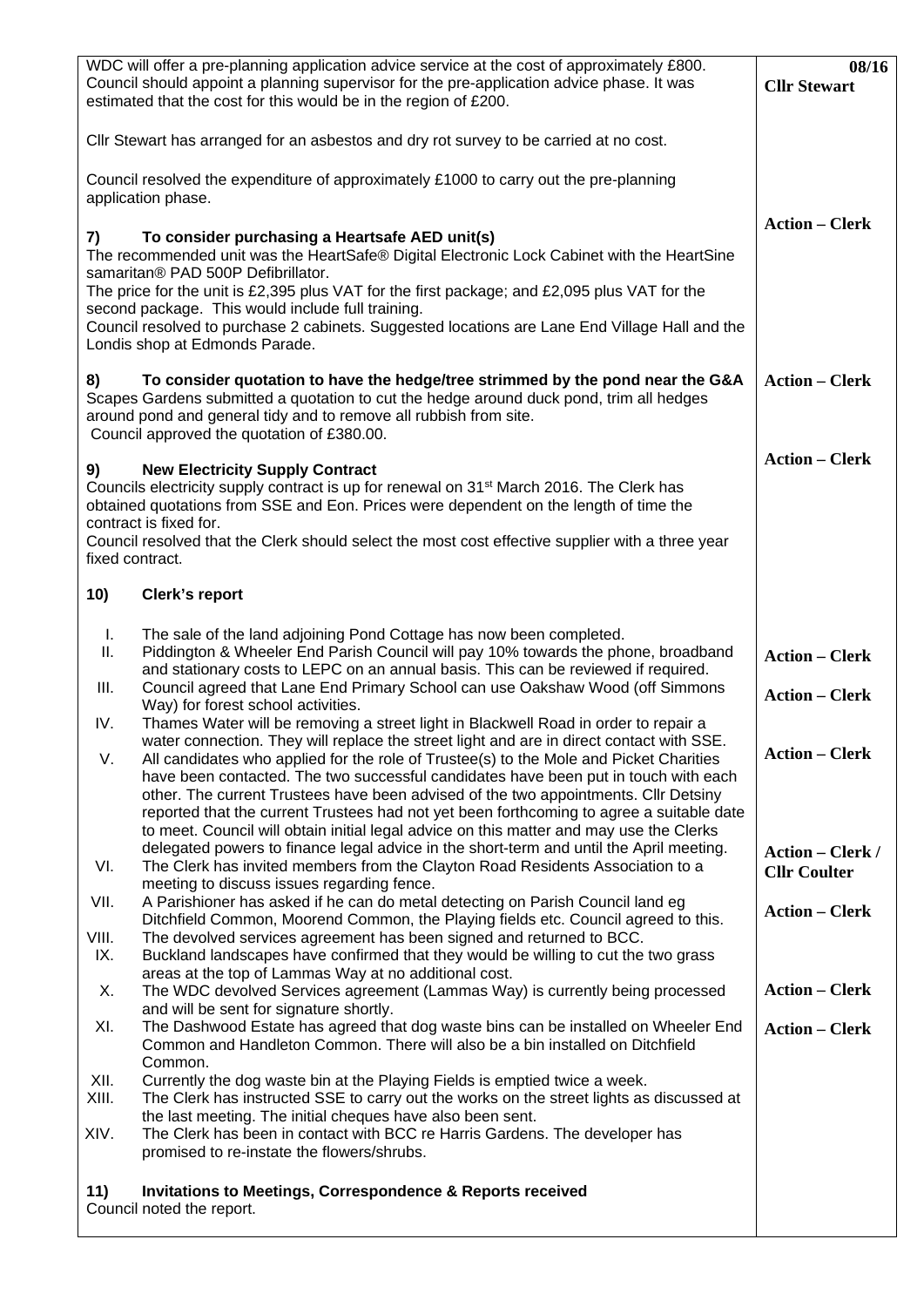| | |
|---|---|
| WDC will offer a pre-planning application advice service at the cost of approximately £800. Council should appoint a planning supervisor for the pre-application advice phase. It was estimated that the cost for this would be in the region of £200.<br><br>Cllr Stewart has arranged for an asbestos and dry rot survey to be carried at no cost.<br><br>Council resolved the expenditure of approximately £1000 to carry out the pre-planning application phase. | **08/16**<br>**Cllr Stewart**<br><br><br><br><br>**Action – Clerk** |
| **7) To consider purchasing a Heartsafe AED unit(s)**<br>The recommended unit was the HeartSafe® Digital Electronic Lock Cabinet with the HeartSine samaritan® PAD 500P Defibrillator.<br>The price for the unit is £2,395 plus VAT for the first package; and £2,095 plus VAT for the second package. This would include full training.<br>Council resolved to purchase 2 cabinets. Suggested locations are Lane End Village Hall and the Londis shop at Edmonds Parade. | |
| **8) To consider quotation to have the hedge/tree strimmed by the pond near the G&A**<br>Scapes Gardens submitted a quotation to cut the hedge around duck pond, trim all hedges around pond and general tidy and to remove all rubbish from site.<br>Council approved the quotation of £380.00. | **Action – Clerk** |
| **9) New Electricity Supply Contract**<br>Councils electricity supply contract is up for renewal on 31st March 2016. The Clerk has obtained quotations from SSE and Eon. Prices were dependent on the length of time the contract is fixed for.<br>Council resolved that the Clerk should select the most cost effective supplier with a three year fixed contract. | **Action – Clerk** |
| **10) Clerk's report**<br><br>I. The sale of the land adjoining Pond Cottage has now been completed.<br>II. Piddington & Wheeler End Parish Council will pay 10% towards the phone, broadband and stationary costs to LEPC on an annual basis. This can be reviewed if required.<br>III. Council agreed that Lane End Primary School can use Oakshaw Wood (off Simmons Way) for forest school activities.<br>IV. Thames Water will be removing a street light in Blackwell Road in order to repair a water connection. They will replace the street light and are in direct contact with SSE.<br>V. All candidates who applied for the role of Trustee(s) to the Mole and Picket Charities have been contacted. The two successful candidates have been put in touch with each other. The current Trustees have been advised of the two appointments. Cllr Detsiny reported that the current Trustees had not yet been forthcoming to agree a suitable date to meet. Council will obtain initial legal advice on this matter and may use the Clerks delegated powers to finance legal advice in the short-term and until the April meeting.<br>VI. The Clerk has invited members from the Clayton Road Residents Association to a meeting to discuss issues regarding fence.<br>VII. A Parishioner has asked if he can do metal detecting on Parish Council land eg Ditchfield Common, Moorend Common, the Playing fields etc. Council agreed to this.<br>VIII. The devolved services agreement has been signed and returned to BCC.<br>IX. Buckland landscapes have confirmed that they would be willing to cut the two grass areas at the top of Lammas Way at no additional cost.<br>X. The WDC devolved Services agreement (Lammas Way) is currently being processed and will be sent for signature shortly.<br>XI. The Dashwood Estate has agreed that dog waste bins can be installed on Wheeler End Common and Handleton Common. There will also be a bin installed on Ditchfield Common.<br>XII. Currently the dog waste bin at the Playing Fields is emptied twice a week.<br>XIII. The Clerk has instructed SSE to carry out the works on the street lights as discussed at the last meeting. The initial cheques have also been sent.<br>XIV. The Clerk has been in contact with BCC re Harris Gardens. The developer has promised to re-instate the flowers/shrubs. | <br><br><br>**Action – Clerk**<br><br>**Action – Clerk**<br><br><br>**Action – Clerk**<br><br><br><br><br>**Action – Clerk / Cllr Coulter**<br><br>**Action – Clerk**<br><br><br>**Action – Clerk**<br><br>**Action – Clerk** |
| **11) Invitations to Meetings, Correspondence & Reports received**<br>Council noted the report. | |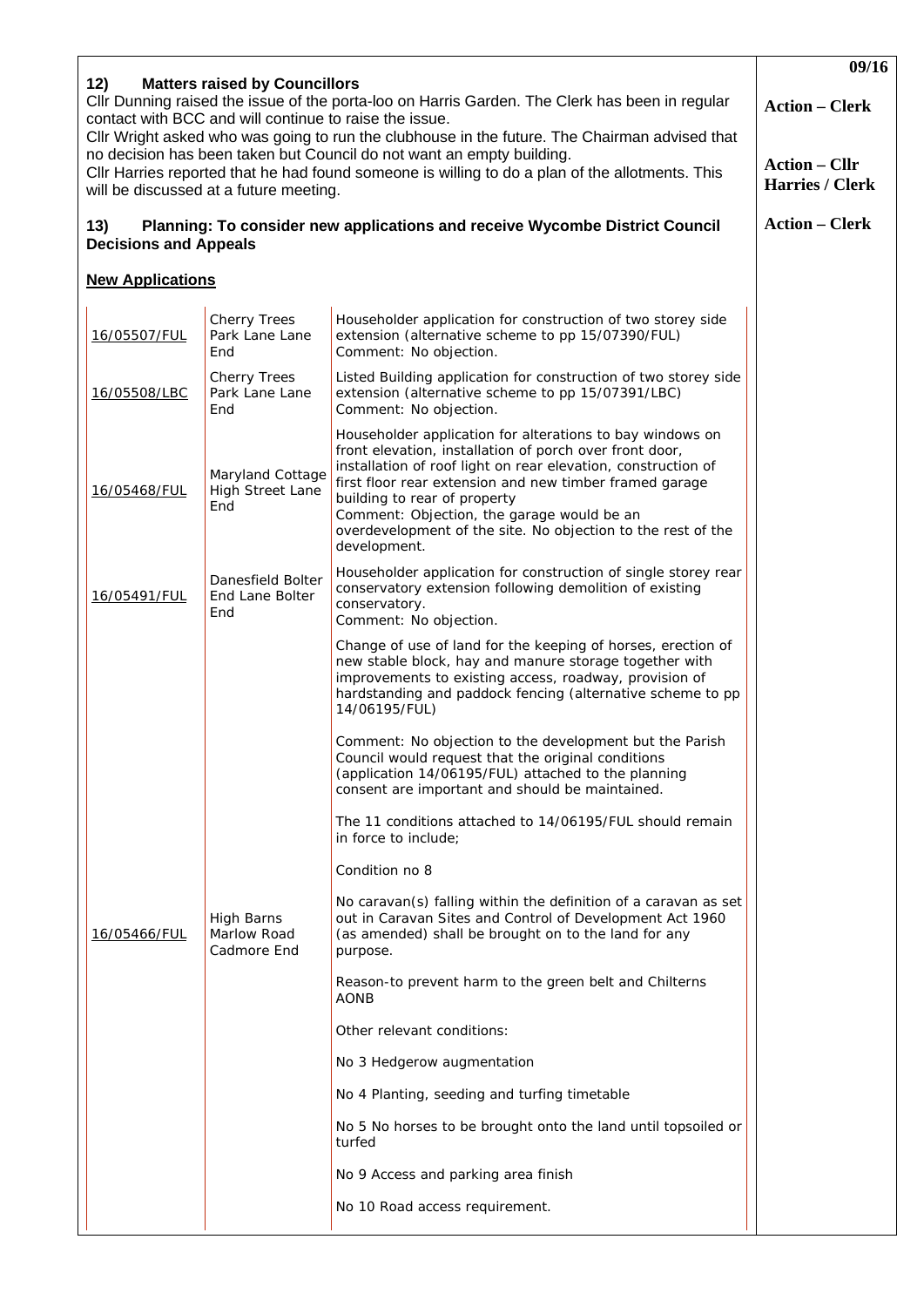## 12) Matters raised by Councillors

Cllr Dunning raised the issue of the porta-loo on Harris Garden. The Clerk has been in regular contact with BCC and will continue to raise the issue.

**Action – Clerk**

Cllr Wright asked who was going to run the clubhouse in the future. The Chairman advised that no decision has been taken but Council do not want an empty building.

Cllr Harries reported that he had found someone is willing to do a plan of the allotments. This will be discussed at a future meeting.

**Action – Cllr Harries / Clerk**

## 13) Planning: To consider new applications and receive Wycombe District Council Decisions and Appeals

**Action – Clerk**

### New Applications

| Application | Address | Details |
| --- | --- | --- |
| 16/05507/FUL | Cherry Trees Park Lane Lane End | Householder application for construction of two storey side extension (alternative scheme to pp 15/07390/FUL)<br>Comment: No objection. |
| 16/05508/LBC | Cherry Trees Park Lane Lane End | Listed Building application for construction of two storey side extension (alternative scheme to pp 15/07391/LBC)<br>Comment: No objection. |
| 16/05468/FUL | Maryland Cottage High Street Lane End | Householder application for alterations to bay windows on front elevation, installation of porch over front door, installation of roof light on rear elevation, construction of first floor rear extension and new timber framed garage building to rear of property<br>Comment: Objection, the garage would be an overdevelopment of the site. No objection to the rest of the development. |
| 16/05491/FUL | Danesfield Bolter End Lane Bolter End | Householder application for construction of single storey rear conservatory extension following demolition of existing conservatory.<br>Comment: No objection. |
| 16/05466/FUL | High Barns Marlow Road Cadmore End | Change of use of land for the keeping of horses, erection of new stable block, hay and manure storage together with improvements to existing access, roadway, provision of hardstanding and paddock fencing (alternative scheme to pp 14/06195/FUL)<br><br>Comment: No objection to the development but the Parish Council would request that the original conditions (application 14/06195/FUL) attached to the planning consent are important and should be maintained.<br><br>The 11 conditions attached to 14/06195/FUL should remain in force to include;<br><br>Condition no 8<br><br>No caravan(s) falling within the definition of a caravan as set out in Caravan Sites and Control of Development Act 1960 (as amended) shall be brought on to the land for any purpose.<br><br>Reason-to prevent harm to the green belt and Chilterns AONB<br><br>Other relevant conditions:<br><br>No 3 Hedgerow augmentation<br><br>No 4 Planting, seeding and turfing timetable<br><br>No 5 No horses to be brought onto the land until topsoiled or turfed<br><br>No 9 Access and parking area finish<br><br>No 10 Road access requirement. |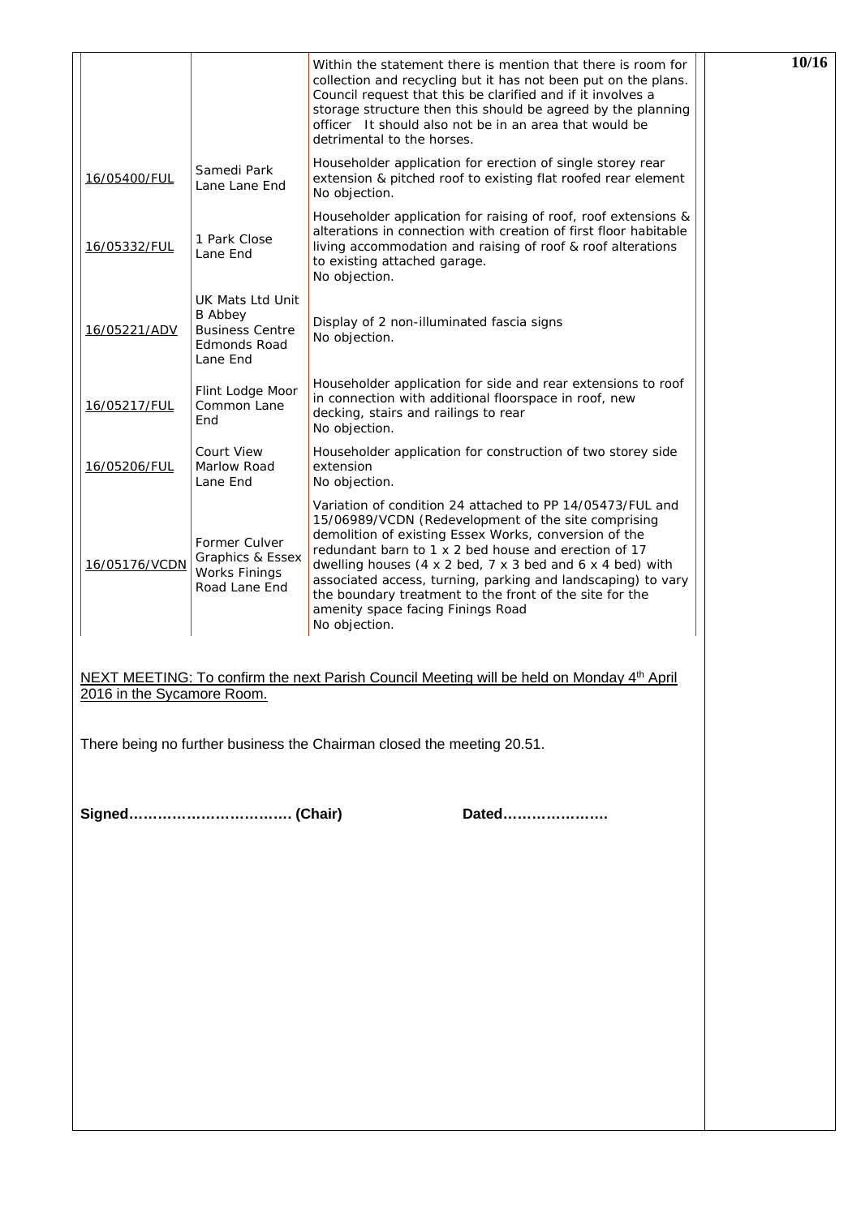| | | |
|---|---|---|
| | | Within the statement there is mention that there is room for collection and recycling but it has not been put on the plans. Council request that this be clarified and if it involves a storage structure then this should be agreed by the planning officer It should also not be in an area that would be detrimental to the horses. |
| 16/05400/FUL | Samedi Park Lane Lane End | Householder application for erection of single storey rear extension & pitched roof to existing flat roofed rear element No objection. |
| 16/05332/FUL | 1 Park Close Lane End | Householder application for raising of roof, roof extensions & alterations in connection with creation of first floor habitable living accommodation and raising of roof & roof alterations to existing attached garage. No objection. |
| 16/05221/ADV | UK Mats Ltd Unit B Abbey Business Centre Edmonds Road Lane End | Display of 2 non-illuminated fascia signs No objection. |
| 16/05217/FUL | Flint Lodge Moor Common Lane End | Householder application for side and rear extensions to roof in connection with additional floorspace in roof, new decking, stairs and railings to rear No objection. |
| 16/05206/FUL | Court View Marlow Road Lane End | Householder application for construction of two storey side extension No objection. |
| 16/05176/VCDN | Former Culver Graphics & Essex Works Finings Road Lane End | Variation of condition 24 attached to PP 14/05473/FUL and 15/06989/VCDN (Redevelopment of the site comprising demolition of existing Essex Works, conversion of the redundant barn to 1 x 2 bed house and erection of 17 dwelling houses (4 x 2 bed, 7 x 3 bed and 6 x 4 bed) with associated access, turning, parking and landscaping) to vary the boundary treatment to the front of the site for the amenity space facing Finings Road No objection. |

NEXT MEETING: To confirm the next Parish Council Meeting will be held on Monday 4th April 2016 in the Sycamore Room.

There being no further business the Chairman closed the meeting 20.51.

**Signed…………………………… (Chair)** **Dated………………….**